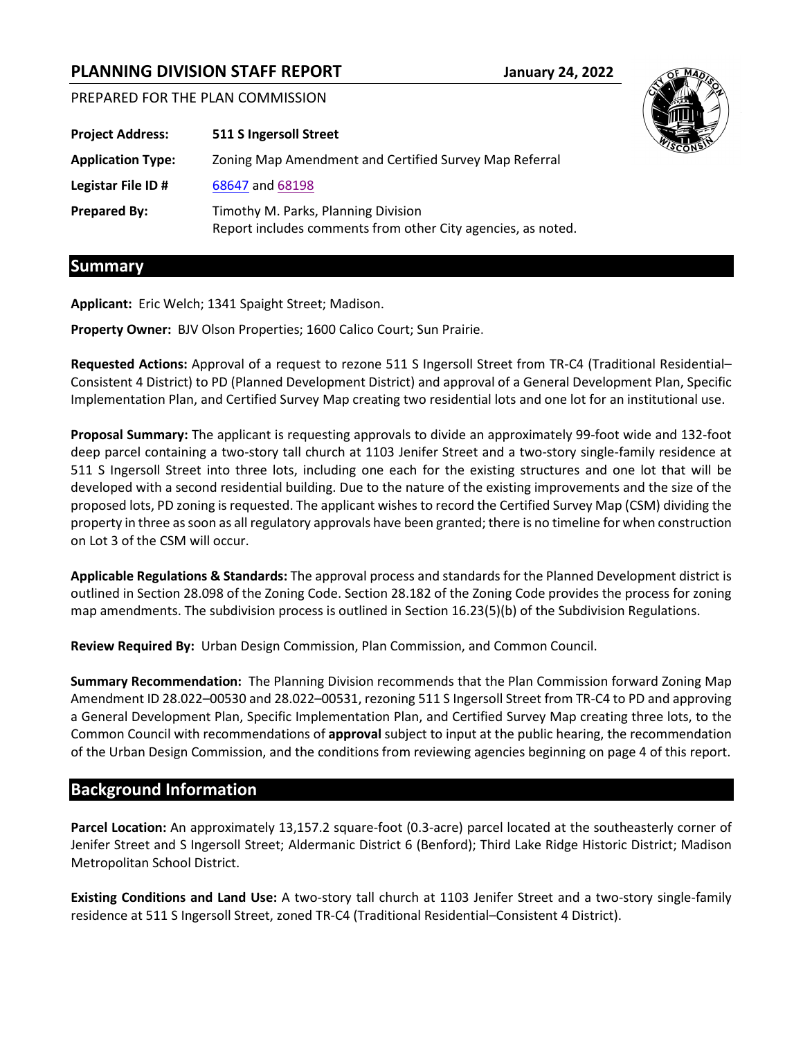# PLANNING DIVISION STAFF REPORT

**January 24, 2022**

PREPARED FOR THE PLAN COMMISSION

**Project Address:** 511 S Ingersoll Street

**Application Type:** Zoning Map Amendment and Certified Survey Map Referral

**Legistar File ID #** 68647 and 68198

**Prepared By:** Timothy M. Parks, Planning Division
Report includes comments from other City agencies, as noted.

## Summary

**Applicant:** Eric Welch; 1341 Spaight Street; Madison.

**Property Owner:** BJV Olson Properties; 1600 Calico Court; Sun Prairie.

**Requested Actions:** Approval of a request to rezone 511 S Ingersoll Street from TR-C4 (Traditional Residential–Consistent 4 District) to PD (Planned Development District) and approval of a General Development Plan, Specific Implementation Plan, and Certified Survey Map creating two residential lots and one lot for an institutional use.

**Proposal Summary:** The applicant is requesting approvals to divide an approximately 99-foot wide and 132-foot deep parcel containing a two-story tall church at 1103 Jenifer Street and a two-story single-family residence at 511 S Ingersoll Street into three lots, including one each for the existing structures and one lot that will be developed with a second residential building. Due to the nature of the existing improvements and the size of the proposed lots, PD zoning is requested. The applicant wishes to record the Certified Survey Map (CSM) dividing the property in three as soon as all regulatory approvals have been granted; there is no timeline for when construction on Lot 3 of the CSM will occur.

**Applicable Regulations & Standards:** The approval process and standards for the Planned Development district is outlined in Section 28.098 of the Zoning Code. Section 28.182 of the Zoning Code provides the process for zoning map amendments. The subdivision process is outlined in Section 16.23(5)(b) of the Subdivision Regulations.

**Review Required By:** Urban Design Commission, Plan Commission, and Common Council.

**Summary Recommendation:** The Planning Division recommends that the Plan Commission forward Zoning Map Amendment ID 28.022–00530 and 28.022–00531, rezoning 511 S Ingersoll Street from TR-C4 to PD and approving a General Development Plan, Specific Implementation Plan, and Certified Survey Map creating three lots, to the Common Council with recommendations of **approval** subject to input at the public hearing, the recommendation of the Urban Design Commission, and the conditions from reviewing agencies beginning on page 4 of this report.

## Background Information

**Parcel Location:** An approximately 13,157.2 square-foot (0.3-acre) parcel located at the southeasterly corner of Jenifer Street and S Ingersoll Street; Aldermanic District 6 (Benford); Third Lake Ridge Historic District; Madison Metropolitan School District.

**Existing Conditions and Land Use:** A two-story tall church at 1103 Jenifer Street and a two-story single-family residence at 511 S Ingersoll Street, zoned TR-C4 (Traditional Residential–Consistent 4 District).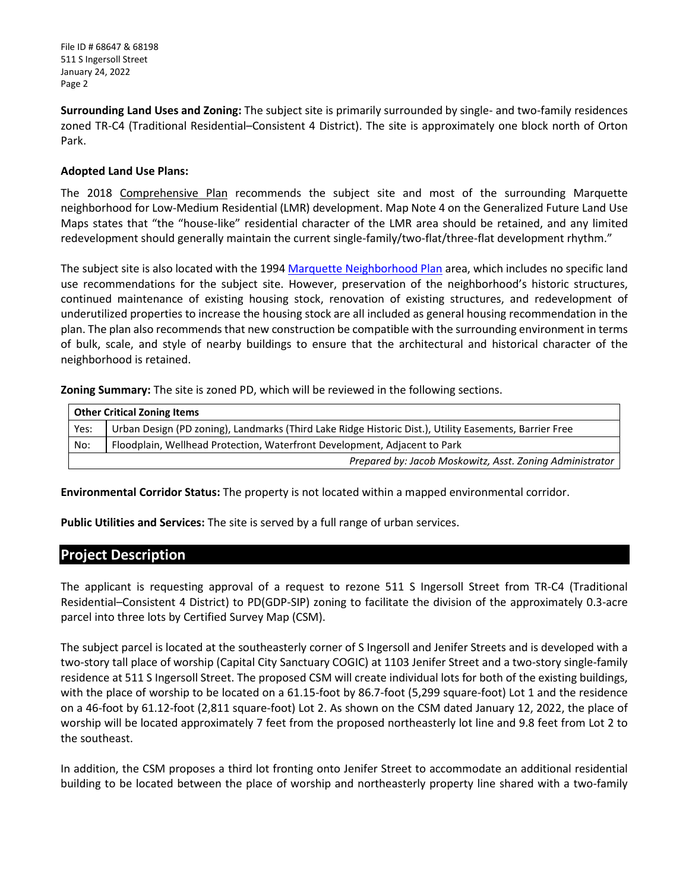**Surrounding Land Uses and Zoning:** The subject site is primarily surrounded by single- and two-family residences zoned TR-C4 (Traditional Residential–Consistent 4 District). The site is approximately one block north of Orton Park.

**Adopted Land Use Plans:**

The 2018 Comprehensive Plan recommends the subject site and most of the surrounding Marquette neighborhood for Low-Medium Residential (LMR) development. Map Note 4 on the Generalized Future Land Use Maps states that "the "house-like" residential character of the LMR area should be retained, and any limited redevelopment should generally maintain the current single-family/two-flat/three-flat development rhythm."

The subject site is also located with the 1994 Marquette Neighborhood Plan area, which includes no specific land use recommendations for the subject site. However, preservation of the neighborhood's historic structures, continued maintenance of existing housing stock, renovation of existing structures, and redevelopment of underutilized properties to increase the housing stock are all included as general housing recommendation in the plan. The plan also recommends that new construction be compatible with the surrounding environment in terms of bulk, scale, and style of nearby buildings to ensure that the architectural and historical character of the neighborhood is retained.

**Zoning Summary:** The site is zoned PD, which will be reviewed in the following sections.

| **Other Critical Zoning Items** | |
|---|---|
| Yes: | Urban Design (PD zoning), Landmarks (Third Lake Ridge Historic Dist.), Utility Easements, Barrier Free |
| No: | Floodplain, Wellhead Protection, Waterfront Development, Adjacent to Park |
| | *Prepared by: Jacob Moskowitz, Asst. Zoning Administrator* |

**Environmental Corridor Status:** The property is not located within a mapped environmental corridor.

**Public Utilities and Services:** The site is served by a full range of urban services.

## Project Description

The applicant is requesting approval of a request to rezone 511 S Ingersoll Street from TR-C4 (Traditional Residential–Consistent 4 District) to PD(GDP-SIP) zoning to facilitate the division of the approximately 0.3-acre parcel into three lots by Certified Survey Map (CSM).

The subject parcel is located at the southeasterly corner of S Ingersoll and Jenifer Streets and is developed with a two-story tall place of worship (Capital City Sanctuary COGIC) at 1103 Jenifer Street and a two-story single-family residence at 511 S Ingersoll Street. The proposed CSM will create individual lots for both of the existing buildings, with the place of worship to be located on a 61.15-foot by 86.7-foot (5,299 square-foot) Lot 1 and the residence on a 46-foot by 61.12-foot (2,811 square-foot) Lot 2. As shown on the CSM dated January 12, 2022, the place of worship will be located approximately 7 feet from the proposed northeasterly lot line and 9.8 feet from Lot 2 to the southeast.

In addition, the CSM proposes a third lot fronting onto Jenifer Street to accommodate an additional residential building to be located between the place of worship and northeasterly property line shared with a two-family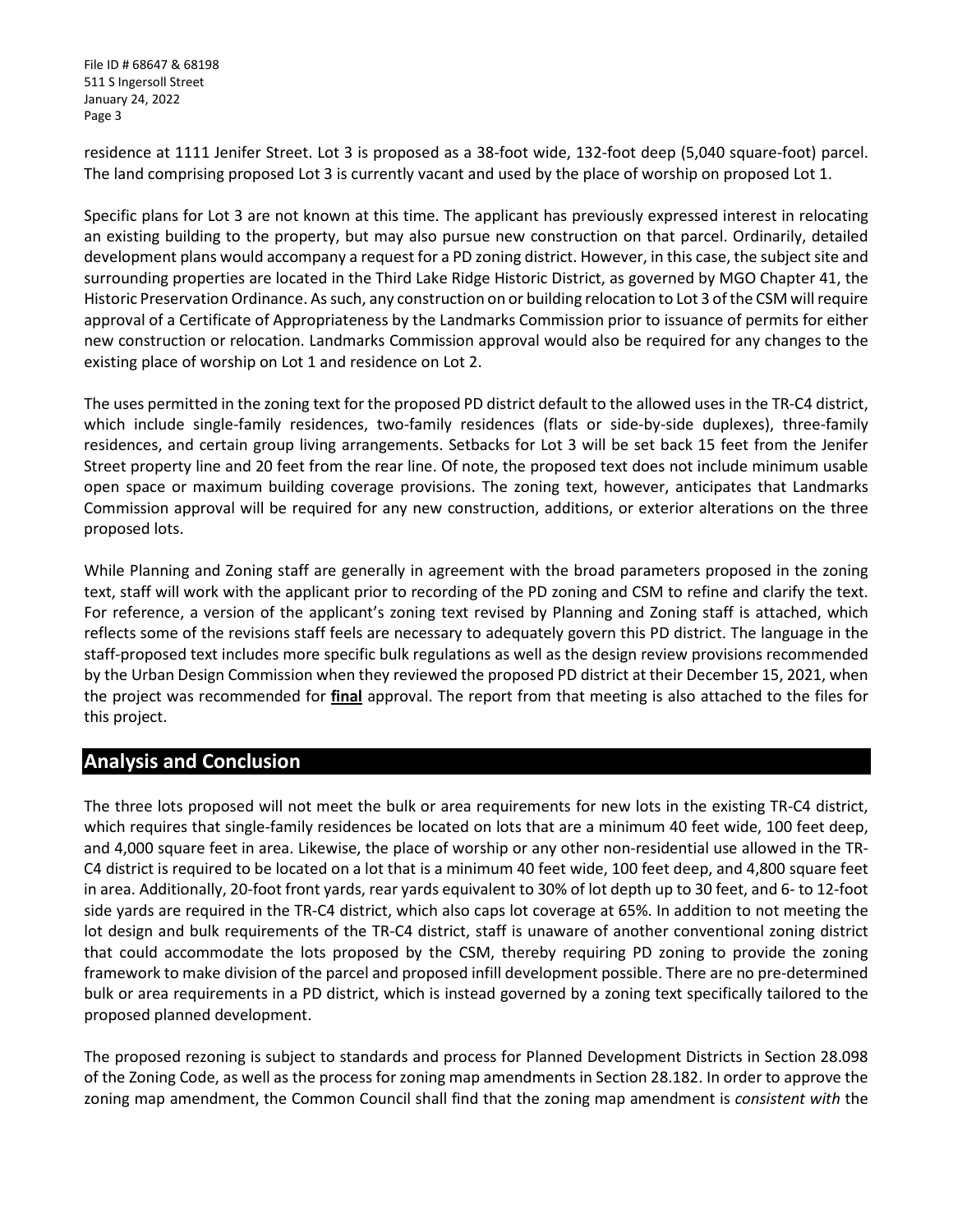residence at 1111 Jenifer Street. Lot 3 is proposed as a 38-foot wide, 132-foot deep (5,040 square-foot) parcel. The land comprising proposed Lot 3 is currently vacant and used by the place of worship on proposed Lot 1.

Specific plans for Lot 3 are not known at this time. The applicant has previously expressed interest in relocating an existing building to the property, but may also pursue new construction on that parcel. Ordinarily, detailed development plans would accompany a request for a PD zoning district. However, in this case, the subject site and surrounding properties are located in the Third Lake Ridge Historic District, as governed by MGO Chapter 41, the Historic Preservation Ordinance. As such, any construction on or building relocation to Lot 3 of the CSM will require approval of a Certificate of Appropriateness by the Landmarks Commission prior to issuance of permits for either new construction or relocation. Landmarks Commission approval would also be required for any changes to the existing place of worship on Lot 1 and residence on Lot 2.

The uses permitted in the zoning text for the proposed PD district default to the allowed uses in the TR-C4 district, which include single-family residences, two-family residences (flats or side-by-side duplexes), three-family residences, and certain group living arrangements. Setbacks for Lot 3 will be set back 15 feet from the Jenifer Street property line and 20 feet from the rear line. Of note, the proposed text does not include minimum usable open space or maximum building coverage provisions. The zoning text, however, anticipates that Landmarks Commission approval will be required for any new construction, additions, or exterior alterations on the three proposed lots.

While Planning and Zoning staff are generally in agreement with the broad parameters proposed in the zoning text, staff will work with the applicant prior to recording of the PD zoning and CSM to refine and clarify the text. For reference, a version of the applicant's zoning text revised by Planning and Zoning staff is attached, which reflects some of the revisions staff feels are necessary to adequately govern this PD district. The language in the staff-proposed text includes more specific bulk regulations as well as the design review provisions recommended by the Urban Design Commission when they reviewed the proposed PD district at their December 15, 2021, when the project was recommended for **final** approval. The report from that meeting is also attached to the files for this project.

## Analysis and Conclusion

The three lots proposed will not meet the bulk or area requirements for new lots in the existing TR-C4 district, which requires that single-family residences be located on lots that are a minimum 40 feet wide, 100 feet deep, and 4,000 square feet in area. Likewise, the place of worship or any other non-residential use allowed in the TR-C4 district is required to be located on a lot that is a minimum 40 feet wide, 100 feet deep, and 4,800 square feet in area. Additionally, 20-foot front yards, rear yards equivalent to 30% of lot depth up to 30 feet, and 6- to 12-foot side yards are required in the TR-C4 district, which also caps lot coverage at 65%. In addition to not meeting the lot design and bulk requirements of the TR-C4 district, staff is unaware of another conventional zoning district that could accommodate the lots proposed by the CSM, thereby requiring PD zoning to provide the zoning framework to make division of the parcel and proposed infill development possible. There are no pre-determined bulk or area requirements in a PD district, which is instead governed by a zoning text specifically tailored to the proposed planned development.

The proposed rezoning is subject to standards and process for Planned Development Districts in Section 28.098 of the Zoning Code, as well as the process for zoning map amendments in Section 28.182. In order to approve the zoning map amendment, the Common Council shall find that the zoning map amendment is *consistent with* the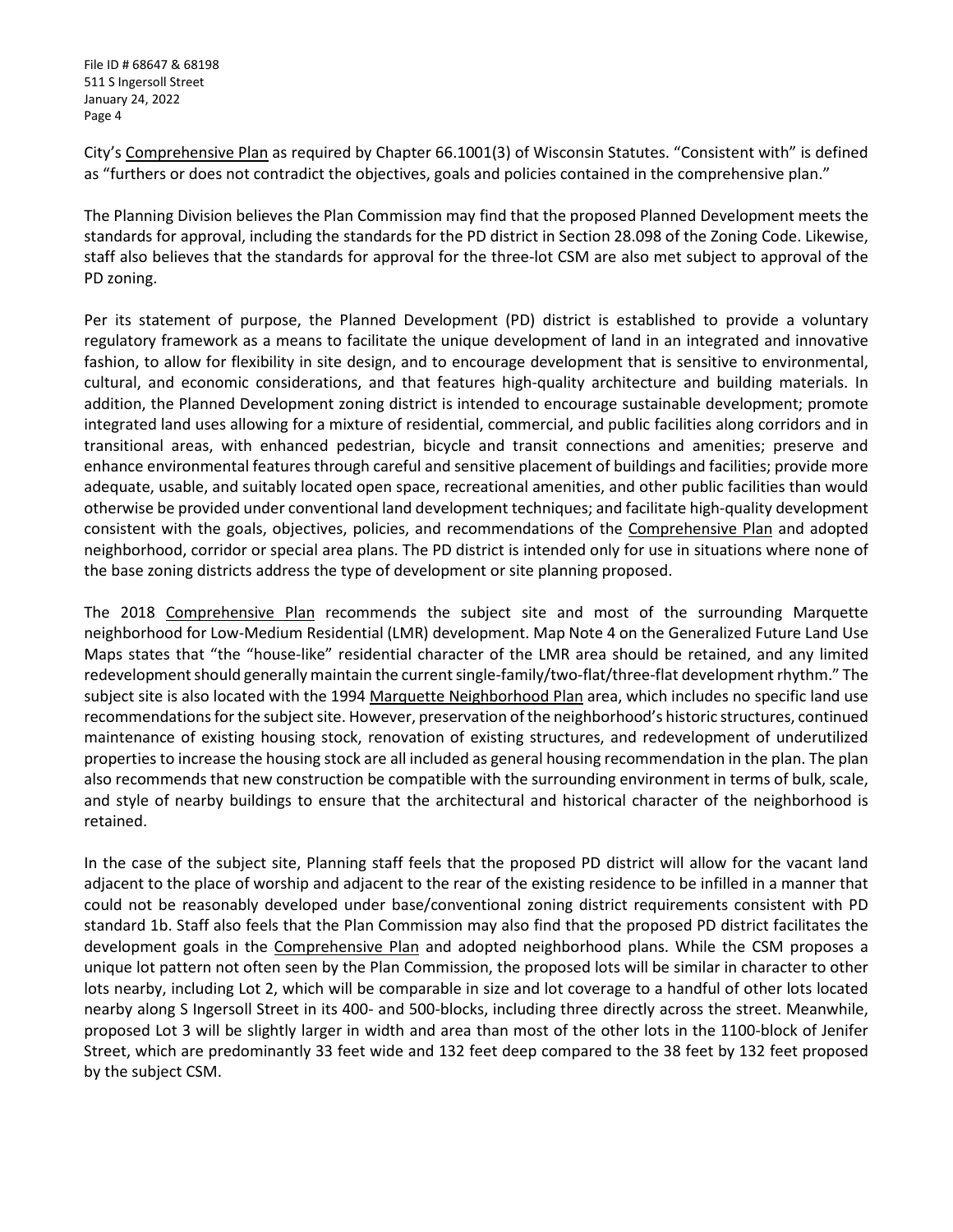City's Comprehensive Plan as required by Chapter 66.1001(3) of Wisconsin Statutes. "Consistent with" is defined as "furthers or does not contradict the objectives, goals and policies contained in the comprehensive plan."

The Planning Division believes the Plan Commission may find that the proposed Planned Development meets the standards for approval, including the standards for the PD district in Section 28.098 of the Zoning Code. Likewise, staff also believes that the standards for approval for the three-lot CSM are also met subject to approval of the PD zoning.

Per its statement of purpose, the Planned Development (PD) district is established to provide a voluntary regulatory framework as a means to facilitate the unique development of land in an integrated and innovative fashion, to allow for flexibility in site design, and to encourage development that is sensitive to environmental, cultural, and economic considerations, and that features high-quality architecture and building materials. In addition, the Planned Development zoning district is intended to encourage sustainable development; promote integrated land uses allowing for a mixture of residential, commercial, and public facilities along corridors and in transitional areas, with enhanced pedestrian, bicycle and transit connections and amenities; preserve and enhance environmental features through careful and sensitive placement of buildings and facilities; provide more adequate, usable, and suitably located open space, recreational amenities, and other public facilities than would otherwise be provided under conventional land development techniques; and facilitate high-quality development consistent with the goals, objectives, policies, and recommendations of the Comprehensive Plan and adopted neighborhood, corridor or special area plans. The PD district is intended only for use in situations where none of the base zoning districts address the type of development or site planning proposed.

The 2018 Comprehensive Plan recommends the subject site and most of the surrounding Marquette neighborhood for Low-Medium Residential (LMR) development. Map Note 4 on the Generalized Future Land Use Maps states that "the "house-like" residential character of the LMR area should be retained, and any limited redevelopment should generally maintain the current single-family/two-flat/three-flat development rhythm." The subject site is also located with the 1994 Marquette Neighborhood Plan area, which includes no specific land use recommendations for the subject site. However, preservation of the neighborhood's historic structures, continued maintenance of existing housing stock, renovation of existing structures, and redevelopment of underutilized properties to increase the housing stock are all included as general housing recommendation in the plan. The plan also recommends that new construction be compatible with the surrounding environment in terms of bulk, scale, and style of nearby buildings to ensure that the architectural and historical character of the neighborhood is retained.

In the case of the subject site, Planning staff feels that the proposed PD district will allow for the vacant land adjacent to the place of worship and adjacent to the rear of the existing residence to be infilled in a manner that could not be reasonably developed under base/conventional zoning district requirements consistent with PD standard 1b. Staff also feels that the Plan Commission may also find that the proposed PD district facilitates the development goals in the Comprehensive Plan and adopted neighborhood plans. While the CSM proposes a unique lot pattern not often seen by the Plan Commission, the proposed lots will be similar in character to other lots nearby, including Lot 2, which will be comparable in size and lot coverage to a handful of other lots located nearby along S Ingersoll Street in its 400- and 500-blocks, including three directly across the street. Meanwhile, proposed Lot 3 will be slightly larger in width and area than most of the other lots in the 1100-block of Jenifer Street, which are predominantly 33 feet wide and 132 feet deep compared to the 38 feet by 132 feet proposed by the subject CSM.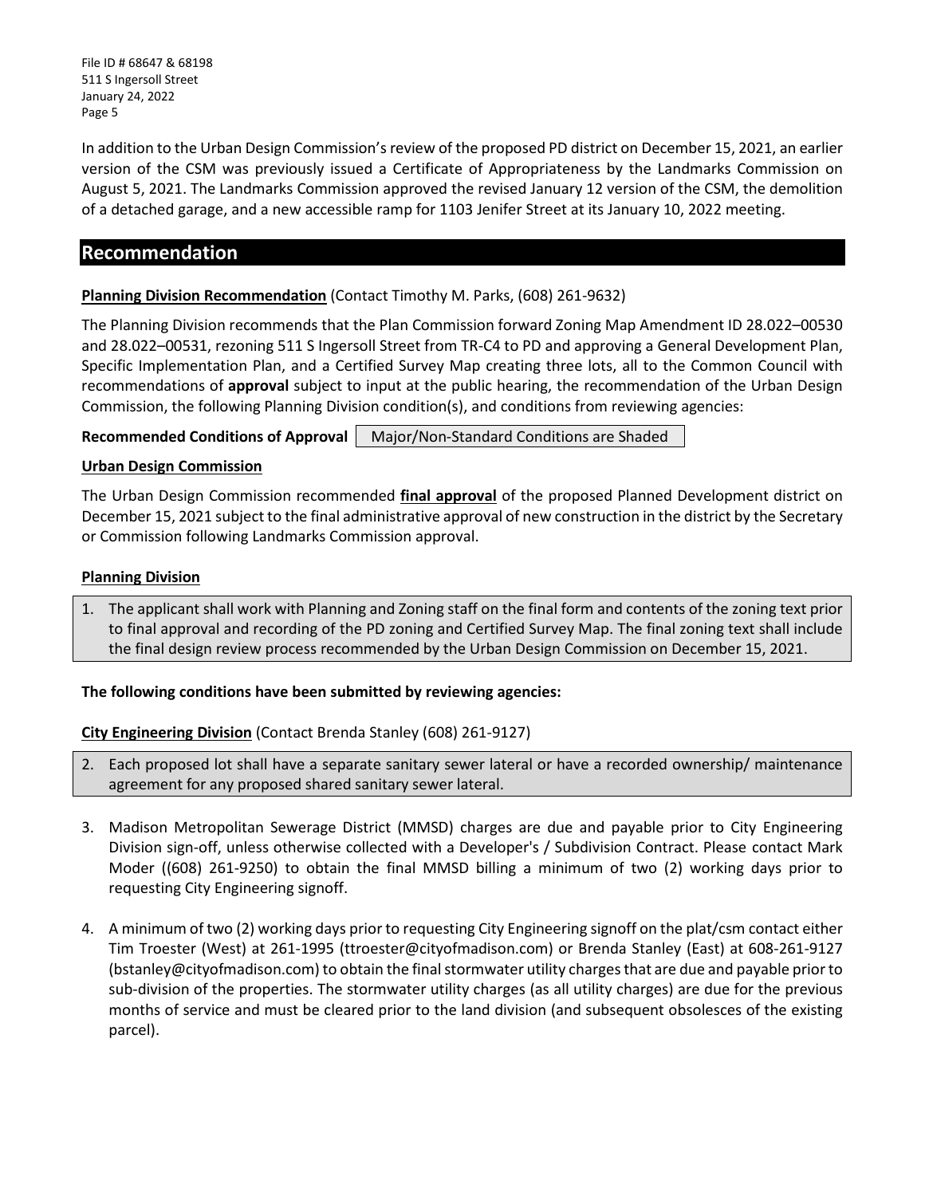In addition to the Urban Design Commission's review of the proposed PD district on December 15, 2021, an earlier version of the CSM was previously issued a Certificate of Appropriateness by the Landmarks Commission on August 5, 2021. The Landmarks Commission approved the revised January 12 version of the CSM, the demolition of a detached garage, and a new accessible ramp for 1103 Jenifer Street at its January 10, 2022 meeting.

## Recommendation

**Planning Division Recommendation** (Contact Timothy M. Parks, (608) 261-9632)

The Planning Division recommends that the Plan Commission forward Zoning Map Amendment ID 28.022–00530 and 28.022–00531, rezoning 511 S Ingersoll Street from TR-C4 to PD and approving a General Development Plan, Specific Implementation Plan, and a Certified Survey Map creating three lots, all to the Common Council with recommendations of **approval** subject to input at the public hearing, the recommendation of the Urban Design Commission, the following Planning Division condition(s), and conditions from reviewing agencies:

**Recommended Conditions of Approval** | Major/Non-Standard Conditions are Shaded

**Urban Design Commission**

The Urban Design Commission recommended **final approval** of the proposed Planned Development district on December 15, 2021 subject to the final administrative approval of new construction in the district by the Secretary or Commission following Landmarks Commission approval.

**Planning Division**

1. The applicant shall work with Planning and Zoning staff on the final form and contents of the zoning text prior to final approval and recording of the PD zoning and Certified Survey Map. The final zoning text shall include the final design review process recommended by the Urban Design Commission on December 15, 2021.

**The following conditions have been submitted by reviewing agencies:**

**City Engineering Division** (Contact Brenda Stanley (608) 261-9127)

2. Each proposed lot shall have a separate sanitary sewer lateral or have a recorded ownership/ maintenance agreement for any proposed shared sanitary sewer lateral.

3. Madison Metropolitan Sewerage District (MMSD) charges are due and payable prior to City Engineering Division sign-off, unless otherwise collected with a Developer's / Subdivision Contract. Please contact Mark Moder ((608) 261-9250) to obtain the final MMSD billing a minimum of two (2) working days prior to requesting City Engineering signoff.

4. A minimum of two (2) working days prior to requesting City Engineering signoff on the plat/csm contact either Tim Troester (West) at 261-1995 (ttroester@cityofmadison.com) or Brenda Stanley (East) at 608-261-9127 (bstanley@cityofmadison.com) to obtain the final stormwater utility charges that are due and payable prior to sub-division of the properties. The stormwater utility charges (as all utility charges) are due for the previous months of service and must be cleared prior to the land division (and subsequent obsolesces of the existing parcel).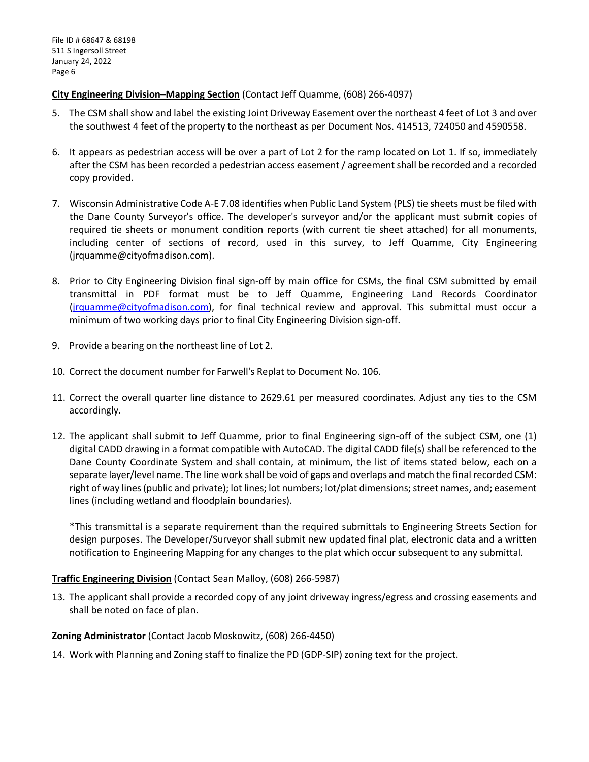**City Engineering Division–Mapping Section** (Contact Jeff Quamme, (608) 266-4097)

5. The CSM shall show and label the existing Joint Driveway Easement over the northeast 4 feet of Lot 3 and over the southwest 4 feet of the property to the northeast as per Document Nos. 414513, 724050 and 4590558.

6. It appears as pedestrian access will be over a part of Lot 2 for the ramp located on Lot 1. If so, immediately after the CSM has been recorded a pedestrian access easement / agreement shall be recorded and a recorded copy provided.

7. Wisconsin Administrative Code A-E 7.08 identifies when Public Land System (PLS) tie sheets must be filed with the Dane County Surveyor's office. The developer's surveyor and/or the applicant must submit copies of required tie sheets or monument condition reports (with current tie sheet attached) for all monuments, including center of sections of record, used in this survey, to Jeff Quamme, City Engineering (jrquamme@cityofmadison.com).

8. Prior to City Engineering Division final sign-off by main office for CSMs, the final CSM submitted by email transmittal in PDF format must be to Jeff Quamme, Engineering Land Records Coordinator (jrquamme@cityofmadison.com), for final technical review and approval. This submittal must occur a minimum of two working days prior to final City Engineering Division sign-off.

9. Provide a bearing on the northeast line of Lot 2.

10. Correct the document number for Farwell's Replat to Document No. 106.

11. Correct the overall quarter line distance to 2629.61 per measured coordinates. Adjust any ties to the CSM accordingly.

12. The applicant shall submit to Jeff Quamme, prior to final Engineering sign-off of the subject CSM, one (1) digital CADD drawing in a format compatible with AutoCAD. The digital CADD file(s) shall be referenced to the Dane County Coordinate System and shall contain, at minimum, the list of items stated below, each on a separate layer/level name. The line work shall be void of gaps and overlaps and match the final recorded CSM: right of way lines (public and private); lot lines; lot numbers; lot/plat dimensions; street names, and; easement lines (including wetland and floodplain boundaries).

    *This transmittal is a separate requirement than the required submittals to Engineering Streets Section for design purposes. The Developer/Surveyor shall submit new updated final plat, electronic data and a written notification to Engineering Mapping for any changes to the plat which occur subsequent to any submittal.

**Traffic Engineering Division** (Contact Sean Malloy, (608) 266-5987)

13. The applicant shall provide a recorded copy of any joint driveway ingress/egress and crossing easements and shall be noted on face of plan.

**Zoning Administrator** (Contact Jacob Moskowitz, (608) 266-4450)

14. Work with Planning and Zoning staff to finalize the PD (GDP-SIP) zoning text for the project.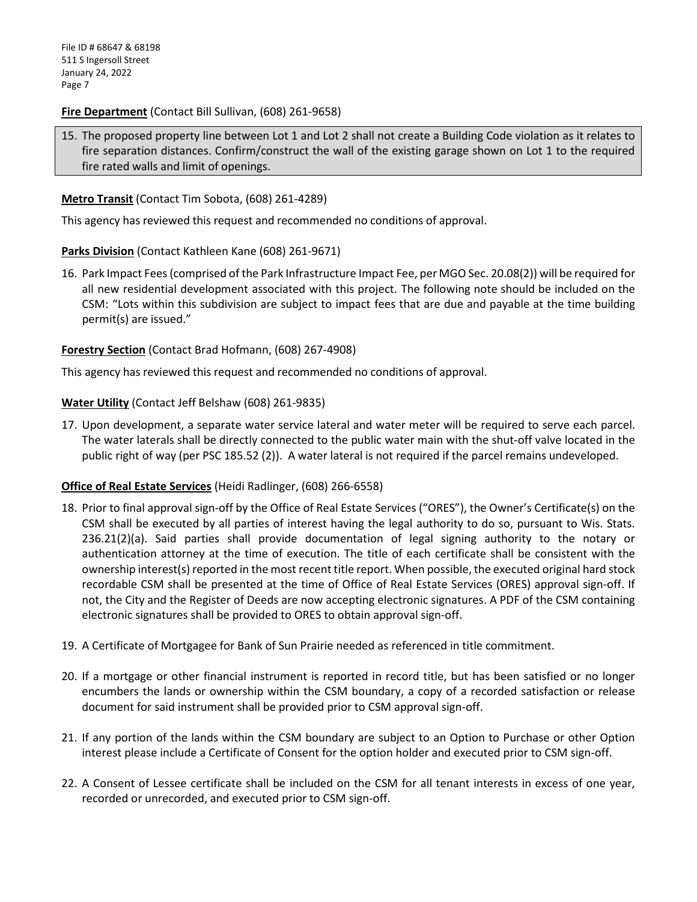**Fire Department** (Contact Bill Sullivan, (608) 261-9658)

15. The proposed property line between Lot 1 and Lot 2 shall not create a Building Code violation as it relates to fire separation distances. Confirm/construct the wall of the existing garage shown on Lot 1 to the required fire rated walls and limit of openings.

**Metro Transit** (Contact Tim Sobota, (608) 261-4289)

This agency has reviewed this request and recommended no conditions of approval.

**Parks Division** (Contact Kathleen Kane (608) 261-9671)

16. Park Impact Fees (comprised of the Park Infrastructure Impact Fee, per MGO Sec. 20.08(2)) will be required for all new residential development associated with this project. The following note should be included on the CSM: "Lots within this subdivision are subject to impact fees that are due and payable at the time building permit(s) are issued."

**Forestry Section** (Contact Brad Hofmann, (608) 267-4908)

This agency has reviewed this request and recommended no conditions of approval.

**Water Utility** (Contact Jeff Belshaw (608) 261-9835)

17. Upon development, a separate water service lateral and water meter will be required to serve each parcel. The water laterals shall be directly connected to the public water main with the shut-off valve located in the public right of way (per PSC 185.52 (2)). A water lateral is not required if the parcel remains undeveloped.

**Office of Real Estate Services** (Heidi Radlinger, (608) 266-6558)

18. Prior to final approval sign-off by the Office of Real Estate Services ("ORES"), the Owner's Certificate(s) on the CSM shall be executed by all parties of interest having the legal authority to do so, pursuant to Wis. Stats. 236.21(2)(a). Said parties shall provide documentation of legal signing authority to the notary or authentication attorney at the time of execution. The title of each certificate shall be consistent with the ownership interest(s) reported in the most recent title report. When possible, the executed original hard stock recordable CSM shall be presented at the time of Office of Real Estate Services (ORES) approval sign-off. If not, the City and the Register of Deeds are now accepting electronic signatures. A PDF of the CSM containing electronic signatures shall be provided to ORES to obtain approval sign-off.

19. A Certificate of Mortgagee for Bank of Sun Prairie needed as referenced in title commitment.

20. If a mortgage or other financial instrument is reported in record title, but has been satisfied or no longer encumbers the lands or ownership within the CSM boundary, a copy of a recorded satisfaction or release document for said instrument shall be provided prior to CSM approval sign-off.

21. If any portion of the lands within the CSM boundary are subject to an Option to Purchase or other Option interest please include a Certificate of Consent for the option holder and executed prior to CSM sign-off.

22. A Consent of Lessee certificate shall be included on the CSM for all tenant interests in excess of one year, recorded or unrecorded, and executed prior to CSM sign-off.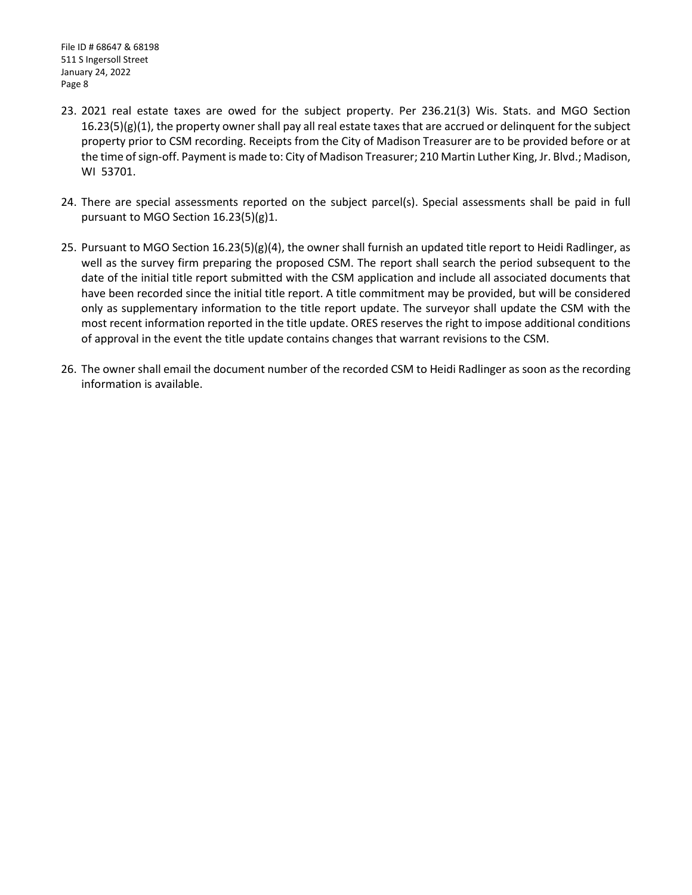23. 2021 real estate taxes are owed for the subject property. Per 236.21(3) Wis. Stats. and MGO Section 16.23(5)(g)(1), the property owner shall pay all real estate taxes that are accrued or delinquent for the subject property prior to CSM recording. Receipts from the City of Madison Treasurer are to be provided before or at the time of sign-off. Payment is made to: City of Madison Treasurer; 210 Martin Luther King, Jr. Blvd.; Madison, WI 53701.

24. There are special assessments reported on the subject parcel(s). Special assessments shall be paid in full pursuant to MGO Section 16.23(5)(g)1.

25. Pursuant to MGO Section 16.23(5)(g)(4), the owner shall furnish an updated title report to Heidi Radlinger, as well as the survey firm preparing the proposed CSM. The report shall search the period subsequent to the date of the initial title report submitted with the CSM application and include all associated documents that have been recorded since the initial title report. A title commitment may be provided, but will be considered only as supplementary information to the title report update. The surveyor shall update the CSM with the most recent information reported in the title update. ORES reserves the right to impose additional conditions of approval in the event the title update contains changes that warrant revisions to the CSM.

26. The owner shall email the document number of the recorded CSM to Heidi Radlinger as soon as the recording information is available.